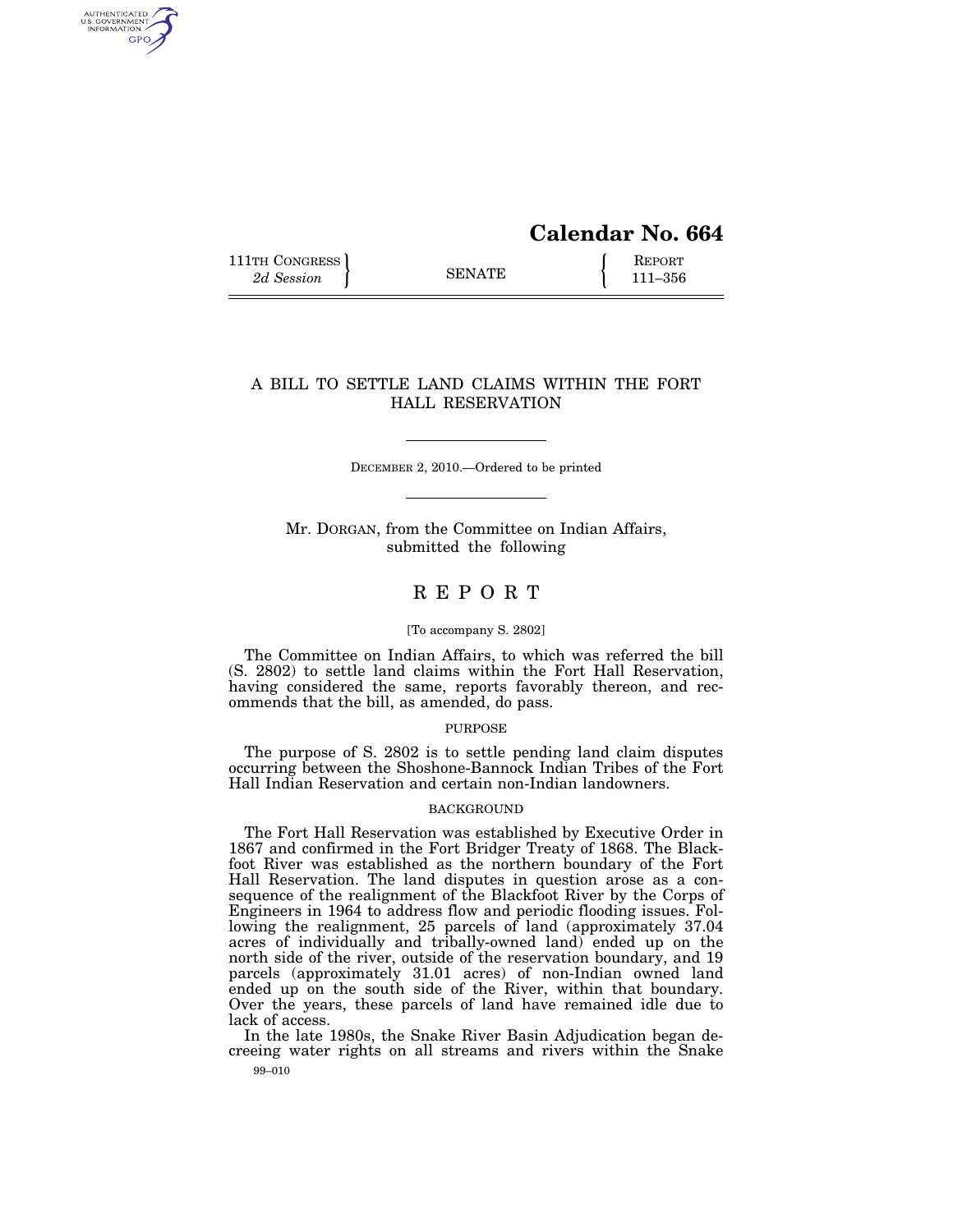# Calendar No. 664

111TH CONGRESS
*2d Session*

SENATE

REPORT
111–356

## A BILL TO SETTLE LAND CLAIMS WITHIN THE FORT HALL RESERVATION

DECEMBER 2, 2010.—Ordered to be printed

Mr. DORGAN, from the Committee on Indian Affairs, submitted the following

# R E P O R T

[To accompany S. 2802]

The Committee on Indian Affairs, to which was referred the bill (S. 2802) to settle land claims within the Fort Hall Reservation, having considered the same, reports favorably thereon, and recommends that the bill, as amended, do pass.

### PURPOSE

The purpose of S. 2802 is to settle pending land claim disputes occurring between the Shoshone-Bannock Indian Tribes of the Fort Hall Indian Reservation and certain non-Indian landowners.

### BACKGROUND

The Fort Hall Reservation was established by Executive Order in 1867 and confirmed in the Fort Bridger Treaty of 1868. The Blackfoot River was established as the northern boundary of the Fort Hall Reservation. The land disputes in question arose as a consequence of the realignment of the Blackfoot River by the Corps of Engineers in 1964 to address flow and periodic flooding issues. Following the realignment, 25 parcels of land (approximately 37.04 acres of individually and tribally-owned land) ended up on the north side of the river, outside of the reservation boundary, and 19 parcels (approximately 31.01 acres) of non-Indian owned land ended up on the south side of the River, within that boundary. Over the years, these parcels of land have remained idle due to lack of access.

In the late 1980s, the Snake River Basin Adjudication began decreeing water rights on all streams and rivers within the Snake

99–010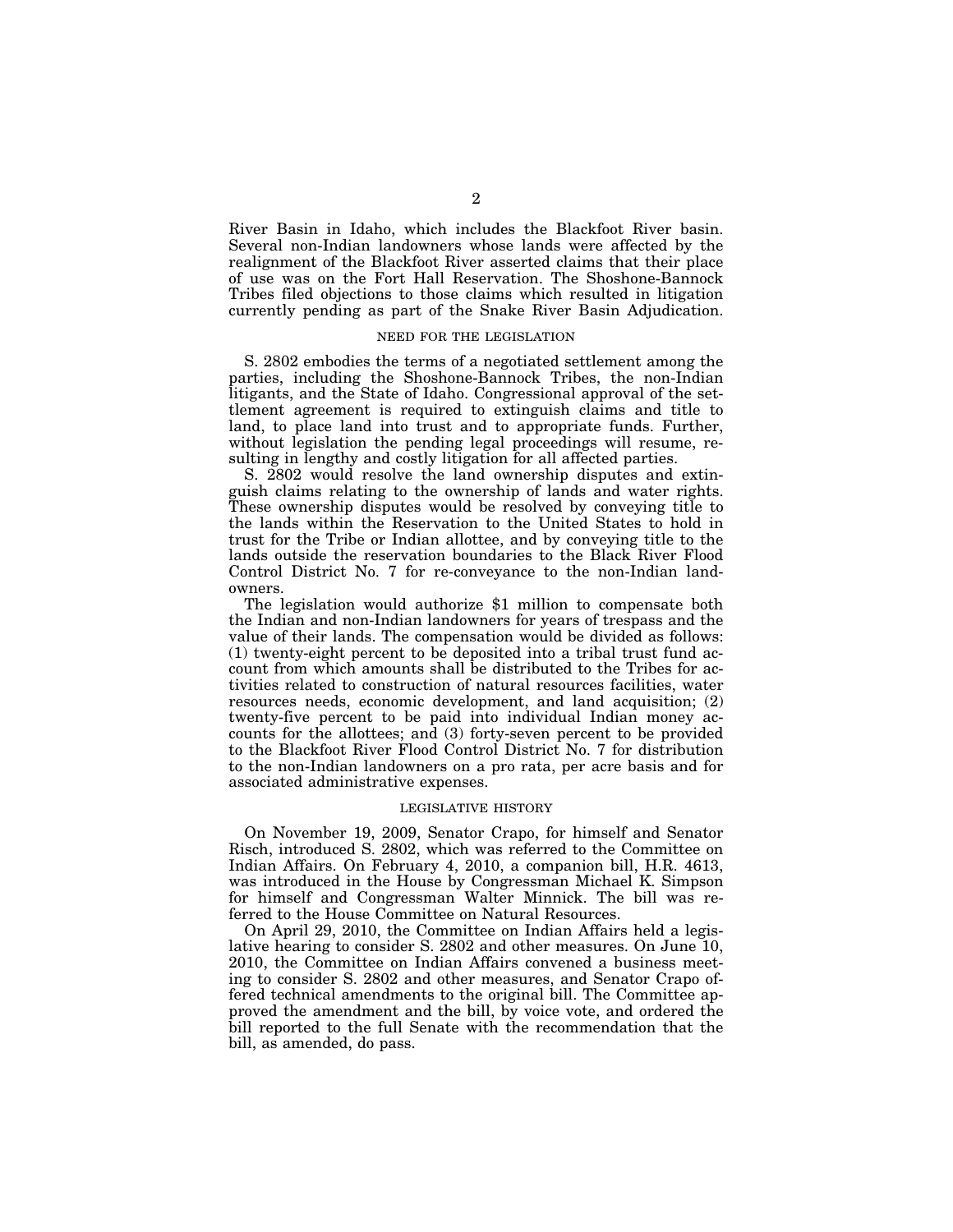River Basin in Idaho, which includes the Blackfoot River basin. Several non-Indian landowners whose lands were affected by the realignment of the Blackfoot River asserted claims that their place of use was on the Fort Hall Reservation. The Shoshone-Bannock Tribes filed objections to those claims which resulted in litigation currently pending as part of the Snake River Basin Adjudication.

## NEED FOR THE LEGISLATION

S. 2802 embodies the terms of a negotiated settlement among the parties, including the Shoshone-Bannock Tribes, the non-Indian litigants, and the State of Idaho. Congressional approval of the settlement agreement is required to extinguish claims and title to land, to place land into trust and to appropriate funds. Further, without legislation the pending legal proceedings will resume, resulting in lengthy and costly litigation for all affected parties.

S. 2802 would resolve the land ownership disputes and extinguish claims relating to the ownership of lands and water rights. These ownership disputes would be resolved by conveying title to the lands within the Reservation to the United States to hold in trust for the Tribe or Indian allottee, and by conveying title to the lands outside the reservation boundaries to the Black River Flood Control District No. 7 for re-conveyance to the non-Indian landowners.

The legislation would authorize $1 million to compensate both the Indian and non-Indian landowners for years of trespass and the value of their lands. The compensation would be divided as follows: (1) twenty-eight percent to be deposited into a tribal trust fund account from which amounts shall be distributed to the Tribes for activities related to construction of natural resources facilities, water resources needs, economic development, and land acquisition; (2) twenty-five percent to be paid into individual Indian money accounts for the allottees; and (3) forty-seven percent to be provided to the Blackfoot River Flood Control District No. 7 for distribution to the non-Indian landowners on a pro rata, per acre basis and for associated administrative expenses.

## LEGISLATIVE HISTORY

On November 19, 2009, Senator Crapo, for himself and Senator Risch, introduced S. 2802, which was referred to the Committee on Indian Affairs. On February 4, 2010, a companion bill, H.R. 4613, was introduced in the House by Congressman Michael K. Simpson for himself and Congressman Walter Minnick. The bill was referred to the House Committee on Natural Resources.

On April 29, 2010, the Committee on Indian Affairs held a legislative hearing to consider S. 2802 and other measures. On June 10, 2010, the Committee on Indian Affairs convened a business meeting to consider S. 2802 and other measures, and Senator Crapo offered technical amendments to the original bill. The Committee approved the amendment and the bill, by voice vote, and ordered the bill reported to the full Senate with the recommendation that the bill, as amended, do pass.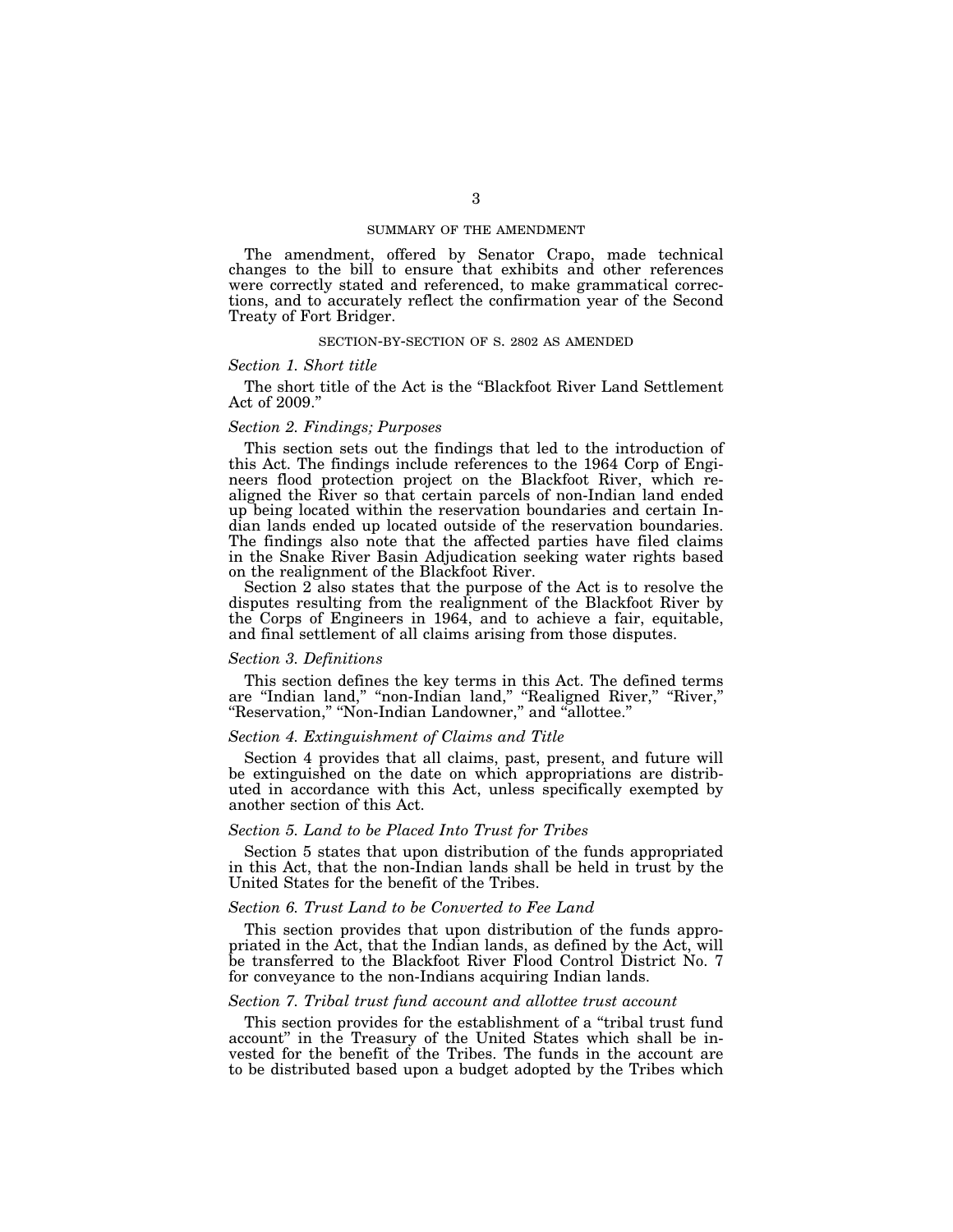## SUMMARY OF THE AMENDMENT

The amendment, offered by Senator Crapo, made technical changes to the bill to ensure that exhibits and other references were correctly stated and referenced, to make grammatical corrections, and to accurately reflect the confirmation year of the Second Treaty of Fort Bridger.

## SECTION-BY-SECTION OF S. 2802 AS AMENDED

### *Section 1. Short title*

The short title of the Act is the "Blackfoot River Land Settlement Act of 2009."

### *Section 2. Findings; Purposes*

This section sets out the findings that led to the introduction of this Act. The findings include references to the 1964 Corp of Engineers flood protection project on the Blackfoot River, which realigned the River so that certain parcels of non-Indian land ended up being located within the reservation boundaries and certain Indian lands ended up located outside of the reservation boundaries. The findings also note that the affected parties have filed claims in the Snake River Basin Adjudication seeking water rights based on the realignment of the Blackfoot River.

Section 2 also states that the purpose of the Act is to resolve the disputes resulting from the realignment of the Blackfoot River by the Corps of Engineers in 1964, and to achieve a fair, equitable, and final settlement of all claims arising from those disputes.

### *Section 3. Definitions*

This section defines the key terms in this Act. The defined terms are "Indian land," "non-Indian land," "Realigned River," "River," "Reservation," "Non-Indian Landowner," and "allottee."

### *Section 4. Extinguishment of Claims and Title*

Section 4 provides that all claims, past, present, and future will be extinguished on the date on which appropriations are distributed in accordance with this Act, unless specifically exempted by another section of this Act.

### *Section 5. Land to be Placed Into Trust for Tribes*

Section 5 states that upon distribution of the funds appropriated in this Act, that the non-Indian lands shall be held in trust by the United States for the benefit of the Tribes.

### *Section 6. Trust Land to be Converted to Fee Land*

This section provides that upon distribution of the funds appropriated in the Act, that the Indian lands, as defined by the Act, will be transferred to the Blackfoot River Flood Control District No. 7 for conveyance to the non-Indians acquiring Indian lands.

### *Section 7. Tribal trust fund account and allottee trust account*

This section provides for the establishment of a "tribal trust fund account" in the Treasury of the United States which shall be invested for the benefit of the Tribes. The funds in the account are to be distributed based upon a budget adopted by the Tribes which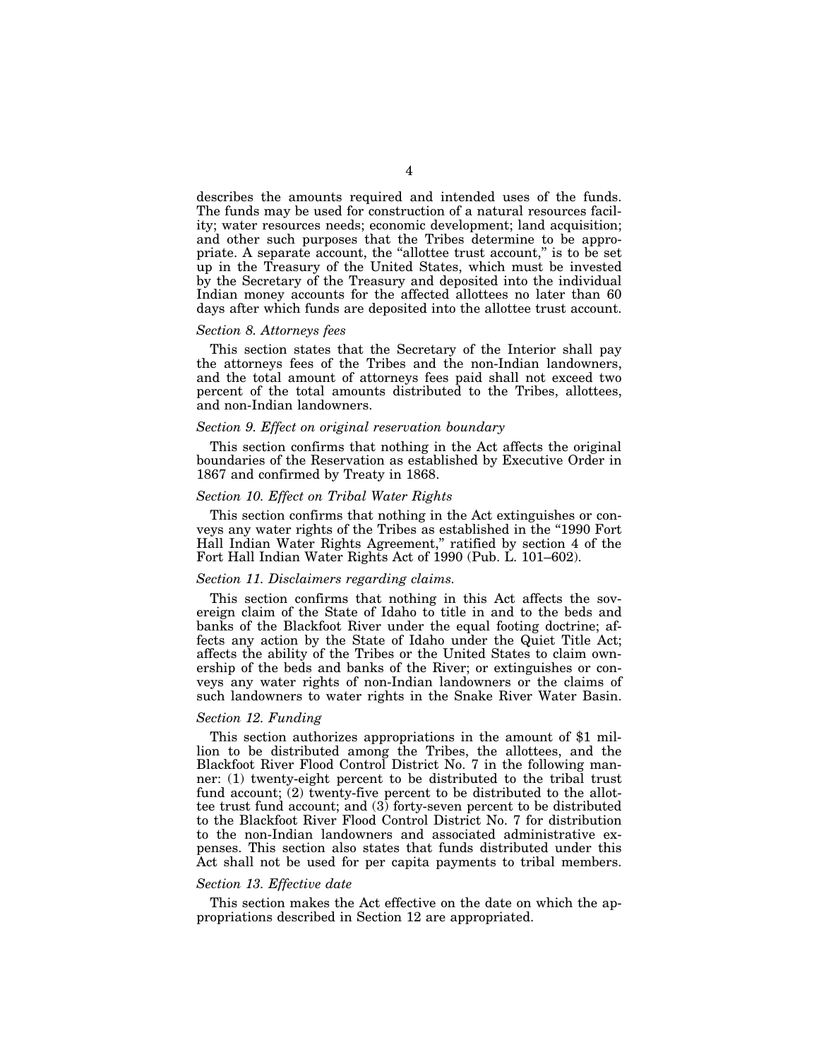describes the amounts required and intended uses of the funds. The funds may be used for construction of a natural resources facility; water resources needs; economic development; land acquisition; and other such purposes that the Tribes determine to be appropriate. A separate account, the "allottee trust account," is to be set up in the Treasury of the United States, which must be invested by the Secretary of the Treasury and deposited into the individual Indian money accounts for the affected allottees no later than 60 days after which funds are deposited into the allottee trust account.

*Section 8. Attorneys fees*

This section states that the Secretary of the Interior shall pay the attorneys fees of the Tribes and the non-Indian landowners, and the total amount of attorneys fees paid shall not exceed two percent of the total amounts distributed to the Tribes, allottees, and non-Indian landowners.

*Section 9. Effect on original reservation boundary*

This section confirms that nothing in the Act affects the original boundaries of the Reservation as established by Executive Order in 1867 and confirmed by Treaty in 1868.

*Section 10. Effect on Tribal Water Rights*

This section confirms that nothing in the Act extinguishes or conveys any water rights of the Tribes as established in the "1990 Fort Hall Indian Water Rights Agreement," ratified by section 4 of the Fort Hall Indian Water Rights Act of 1990 (Pub. L. 101–602).

*Section 11. Disclaimers regarding claims.*

This section confirms that nothing in this Act affects the sovereign claim of the State of Idaho to title in and to the beds and banks of the Blackfoot River under the equal footing doctrine; affects any action by the State of Idaho under the Quiet Title Act; affects the ability of the Tribes or the United States to claim ownership of the beds and banks of the River; or extinguishes or conveys any water rights of non-Indian landowners or the claims of such landowners to water rights in the Snake River Water Basin.

*Section 12. Funding*

This section authorizes appropriations in the amount of $1 million to be distributed among the Tribes, the allottees, and the Blackfoot River Flood Control District No. 7 in the following manner: (1) twenty-eight percent to be distributed to the tribal trust fund account; (2) twenty-five percent to be distributed to the allottee trust fund account; and (3) forty-seven percent to be distributed to the Blackfoot River Flood Control District No. 7 for distribution to the non-Indian landowners and associated administrative expenses. This section also states that funds distributed under this Act shall not be used for per capita payments to tribal members.

*Section 13. Effective date*

This section makes the Act effective on the date on which the appropriations described in Section 12 are appropriated.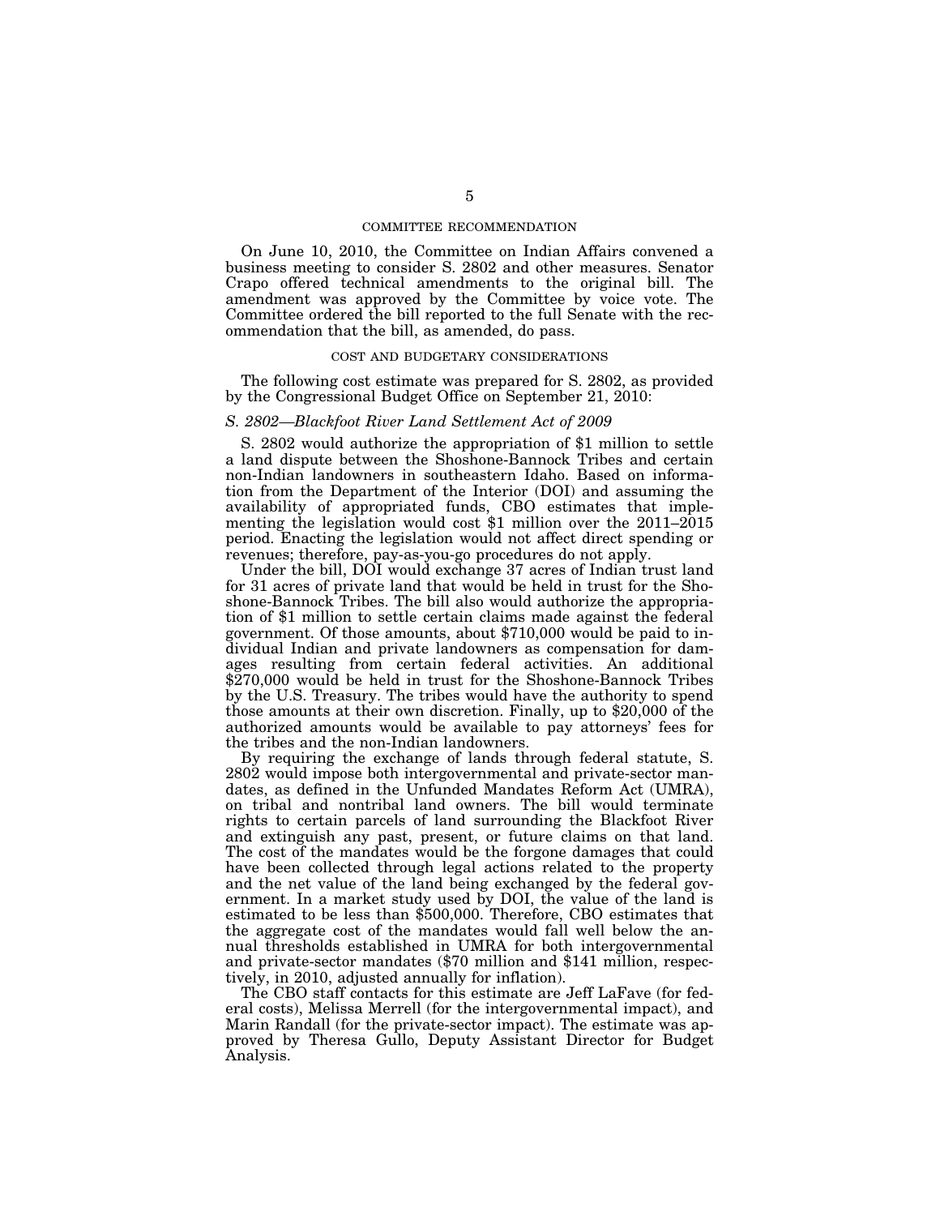## COMMITTEE RECOMMENDATION

On June 10, 2010, the Committee on Indian Affairs convened a business meeting to consider S. 2802 and other measures. Senator Crapo offered technical amendments to the original bill. The amendment was approved by the Committee by voice vote. The Committee ordered the bill reported to the full Senate with the recommendation that the bill, as amended, do pass.

## COST AND BUDGETARY CONSIDERATIONS

The following cost estimate was prepared for S. 2802, as provided by the Congressional Budget Office on September 21, 2010:

### *S. 2802—Blackfoot River Land Settlement Act of 2009*

S. 2802 would authorize the appropriation of $1 million to settle a land dispute between the Shoshone-Bannock Tribes and certain non-Indian landowners in southeastern Idaho. Based on information from the Department of the Interior (DOI) and assuming the availability of appropriated funds, CBO estimates that implementing the legislation would cost $1 million over the 2011–2015 period. Enacting the legislation would not affect direct spending or revenues; therefore, pay-as-you-go procedures do not apply.

Under the bill, DOI would exchange 37 acres of Indian trust land for 31 acres of private land that would be held in trust for the Shoshone-Bannock Tribes. The bill also would authorize the appropriation of $1 million to settle certain claims made against the federal government. Of those amounts, about $710,000 would be paid to individual Indian and private landowners as compensation for damages resulting from certain federal activities. An additional $270,000 would be held in trust for the Shoshone-Bannock Tribes by the U.S. Treasury. The tribes would have the authority to spend those amounts at their own discretion. Finally, up to $20,000 of the authorized amounts would be available to pay attorneys' fees for the tribes and the non-Indian landowners.

By requiring the exchange of lands through federal statute, S. 2802 would impose both intergovernmental and private-sector mandates, as defined in the Unfunded Mandates Reform Act (UMRA), on tribal and nontribal land owners. The bill would terminate rights to certain parcels of land surrounding the Blackfoot River and extinguish any past, present, or future claims on that land. The cost of the mandates would be the forgone damages that could have been collected through legal actions related to the property and the net value of the land being exchanged by the federal government. In a market study used by DOI, the value of the land is estimated to be less than $500,000. Therefore, CBO estimates that the aggregate cost of the mandates would fall well below the annual thresholds established in UMRA for both intergovernmental and private-sector mandates ($70 million and $141 million, respectively, in 2010, adjusted annually for inflation).

The CBO staff contacts for this estimate are Jeff LaFave (for federal costs), Melissa Merrell (for the intergovernmental impact), and Marin Randall (for the private-sector impact). The estimate was approved by Theresa Gullo, Deputy Assistant Director for Budget Analysis.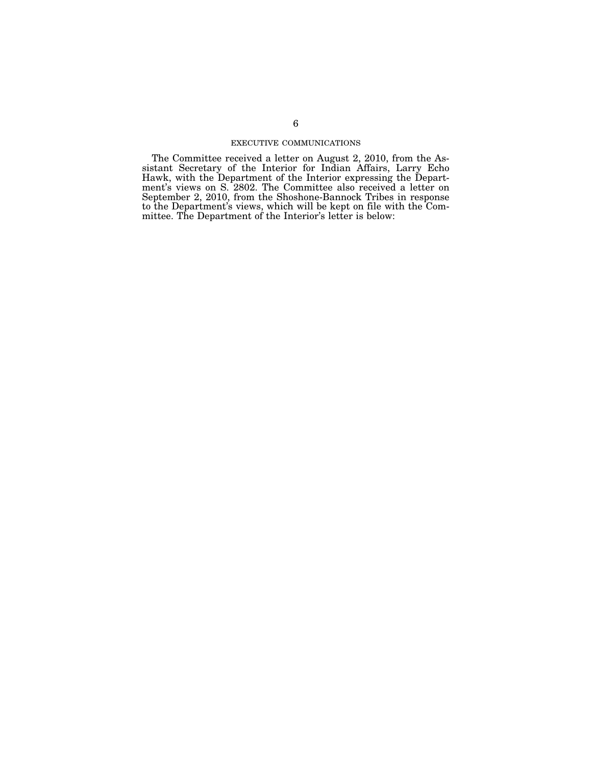## EXECUTIVE COMMUNICATIONS

The Committee received a letter on August 2, 2010, from the Assistant Secretary of the Interior for Indian Affairs, Larry Echo Hawk, with the Department of the Interior expressing the Department's views on S. 2802. The Committee also received a letter on September 2, 2010, from the Shoshone-Bannock Tribes in response to the Department's views, which will be kept on file with the Committee. The Department of the Interior's letter is below: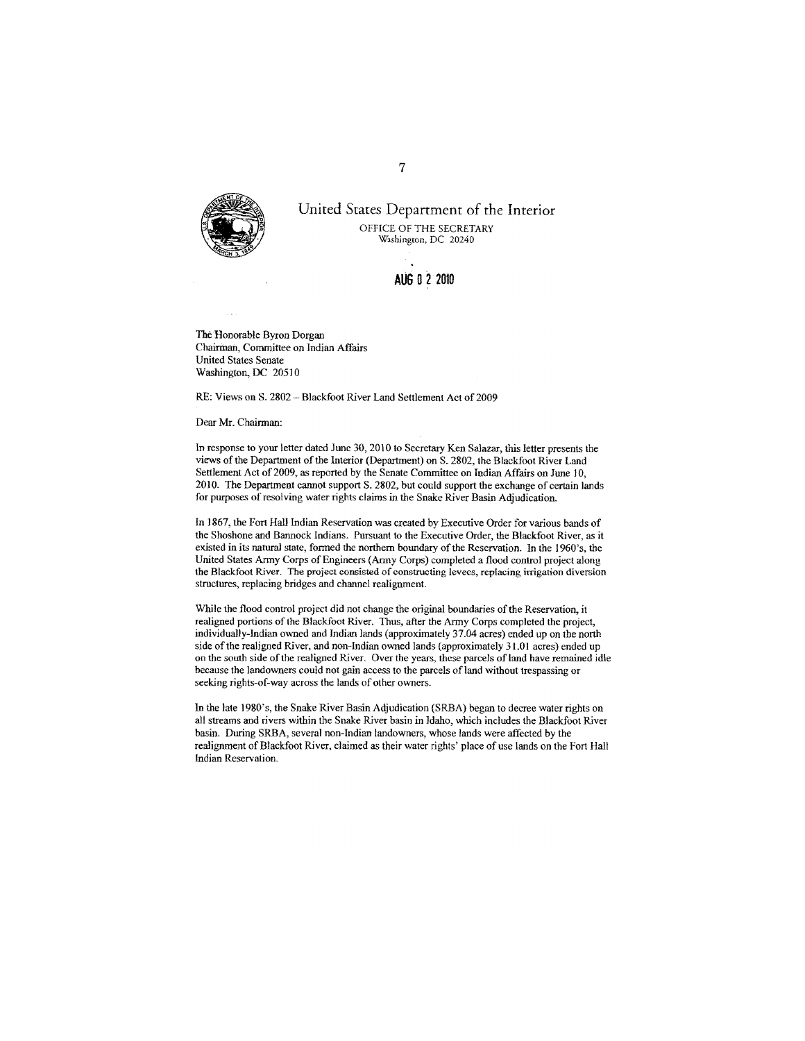United States Department of the Interior

OFFICE OF THE SECRETARY
Washington, DC 20240

AUG 0 2 2010

The Honorable Byron Dorgan
Chairman, Committee on Indian Affairs
United States Senate
Washington, DC 20510

RE: Views on S. 2802 – Blackfoot River Land Settlement Act of 2009

Dear Mr. Chairman:

In response to your letter dated June 30, 2010 to Secretary Ken Salazar, this letter presents the views of the Department of the Interior (Department) on S. 2802, the Blackfoot River Land Settlement Act of 2009, as reported by the Senate Committee on Indian Affairs on June 10, 2010. The Department cannot support S. 2802, but could support the exchange of certain lands for purposes of resolving water rights claims in the Snake River Basin Adjudication.

In 1867, the Fort Hall Indian Reservation was created by Executive Order for various bands of the Shoshone and Bannock Indians. Pursuant to the Executive Order, the Blackfoot River, as it existed in its natural state, formed the northern boundary of the Reservation. In the 1960's, the United States Army Corps of Engineers (Army Corps) completed a flood control project along the Blackfoot River. The project consisted of constructing levees, replacing irrigation diversion structures, replacing bridges and channel realignment.

While the flood control project did not change the original boundaries of the Reservation, it realigned portions of the Blackfoot River. Thus, after the Army Corps completed the project, individually-Indian owned and Indian lands (approximately 37.04 acres) ended up on the north side of the realigned River, and non-Indian owned lands (approximately 31.01 acres) ended up on the south side of the realigned River. Over the years, these parcels of land have remained idle because the landowners could not gain access to the parcels of land without trespassing or seeking rights-of-way across the lands of other owners.

In the late 1980's, the Snake River Basin Adjudication (SRBA) began to decree water rights on all streams and rivers within the Snake River basin in Idaho, which includes the Blackfoot River basin. During SRBA, several non-Indian landowners, whose lands were affected by the realignment of Blackfoot River, claimed as their water rights' place of use lands on the Fort Hall Indian Reservation.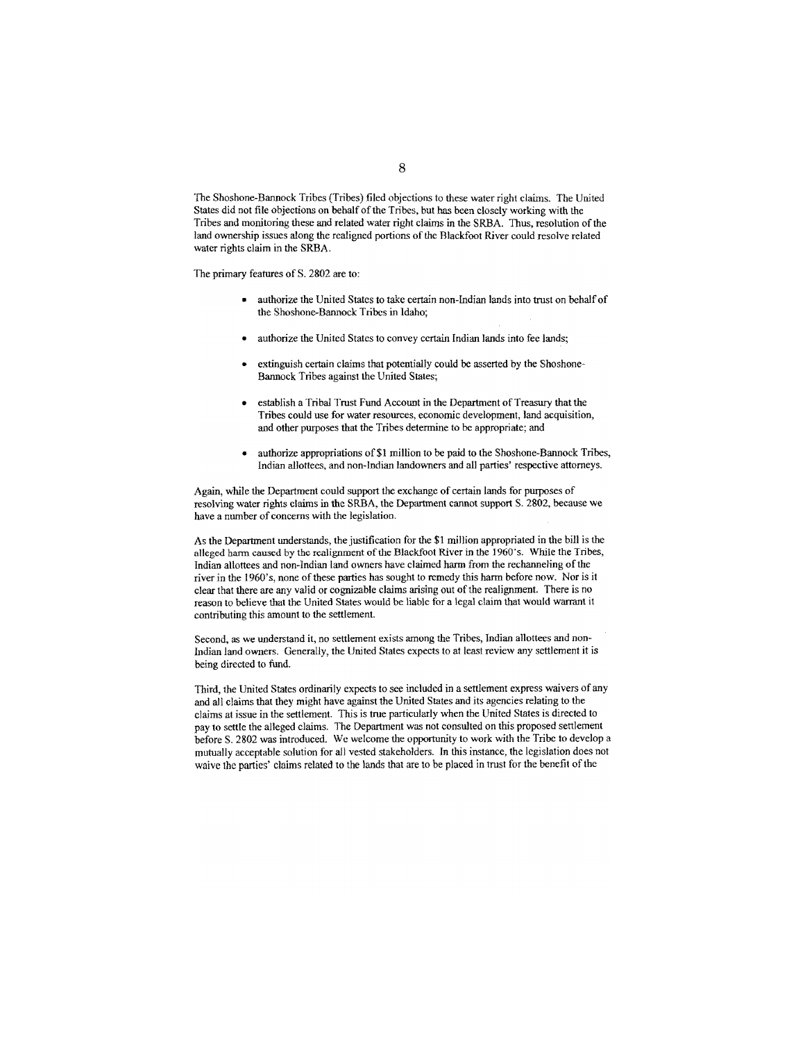The Shoshone-Bannock Tribes (Tribes) filed objections to these water right claims. The United States did not file objections on behalf of the Tribes, but has been closely working with the Tribes and monitoring these and related water right claims in the SRBA. Thus, resolution of the land ownership issues along the realigned portions of the Blackfoot River could resolve related water rights claim in the SRBA.

The primary features of S. 2802 are to:

- authorize the United States to take certain non-Indian lands into trust on behalf of the Shoshone-Bannock Tribes in Idaho;
- authorize the United States to convey certain Indian lands into fee lands;
- extinguish certain claims that potentially could be asserted by the Shoshone-Bannock Tribes against the United States;
- establish a Tribal Trust Fund Account in the Department of Treasury that the Tribes could use for water resources, economic development, land acquisition, and other purposes that the Tribes determine to be appropriate; and
- authorize appropriations of $1 million to be paid to the Shoshone-Bannock Tribes, Indian allottees, and non-Indian landowners and all parties' respective attorneys.

Again, while the Department could support the exchange of certain lands for purposes of resolving water rights claims in the SRBA, the Department cannot support S. 2802, because we have a number of concerns with the legislation.

As the Department understands, the justification for the $1 million appropriated in the bill is the alleged harm caused by the realignment of the Blackfoot River in the 1960's. While the Tribes, Indian allottees and non-Indian land owners have claimed harm from the rechanneling of the river in the 1960's, none of these parties has sought to remedy this harm before now. Nor is it clear that there are any valid or cognizable claims arising out of the realignment. There is no reason to believe that the United States would be liable for a legal claim that would warrant it contributing this amount to the settlement.

Second, as we understand it, no settlement exists among the Tribes, Indian allottees and non-Indian land owners. Generally, the United States expects to at least review any settlement it is being directed to fund.

Third, the United States ordinarily expects to see included in a settlement express waivers of any and all claims that they might have against the United States and its agencies relating to the claims at issue in the settlement. This is true particularly when the United States is directed to pay to settle the alleged claims. The Department was not consulted on this proposed settlement before S. 2802 was introduced. We welcome the opportunity to work with the Tribe to develop a mutually acceptable solution for all vested stakeholders. In this instance, the legislation does not waive the parties' claims related to the lands that are to be placed in trust for the benefit of the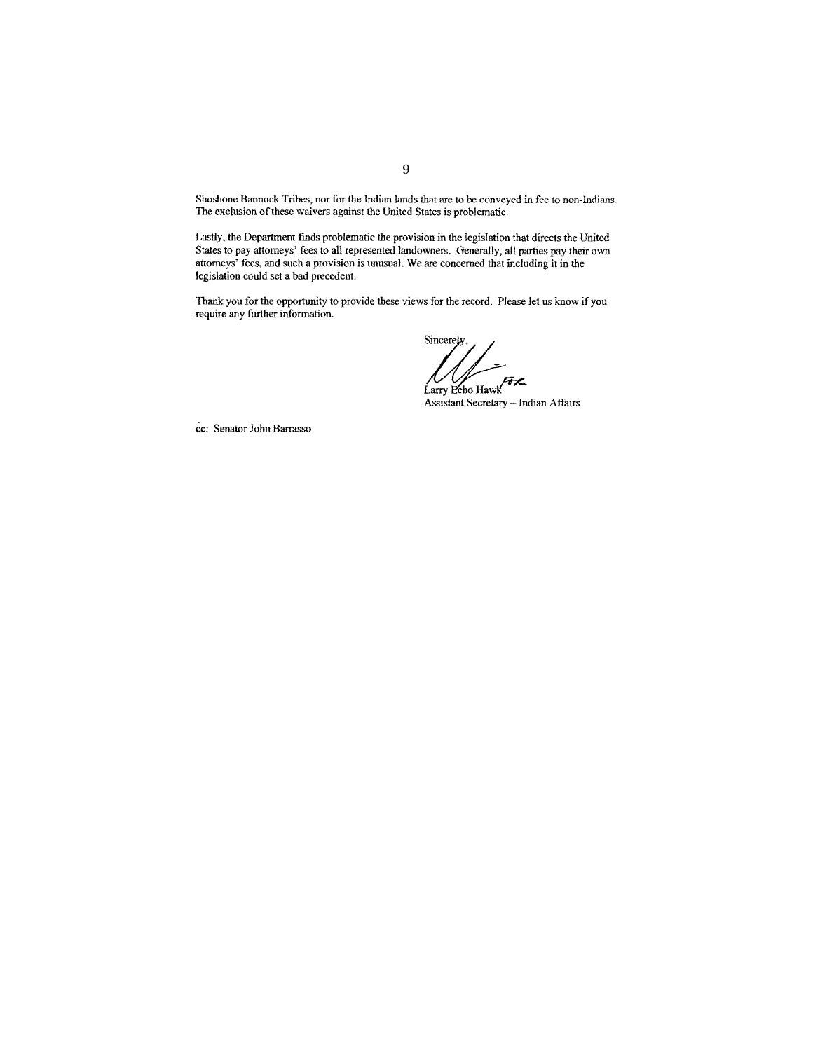Shoshone Bannock Tribes, nor for the Indian lands that are to be conveyed in fee to non-Indians. The exclusion of these waivers against the United States is problematic.

Lastly, the Department finds problematic the provision in the legislation that directs the United States to pay attorneys' fees to all represented landowners. Generally, all parties pay their own attorneys' fees, and such a provision is unusual. We are concerned that including it in the legislation could set a bad precedent.

Thank you for the opportunity to provide these views for the record. Please let us know if you require any further information.

Sincerely,

FOR
Larry Echo Hawk
Assistant Secretary – Indian Affairs

cc: Senator John Barrasso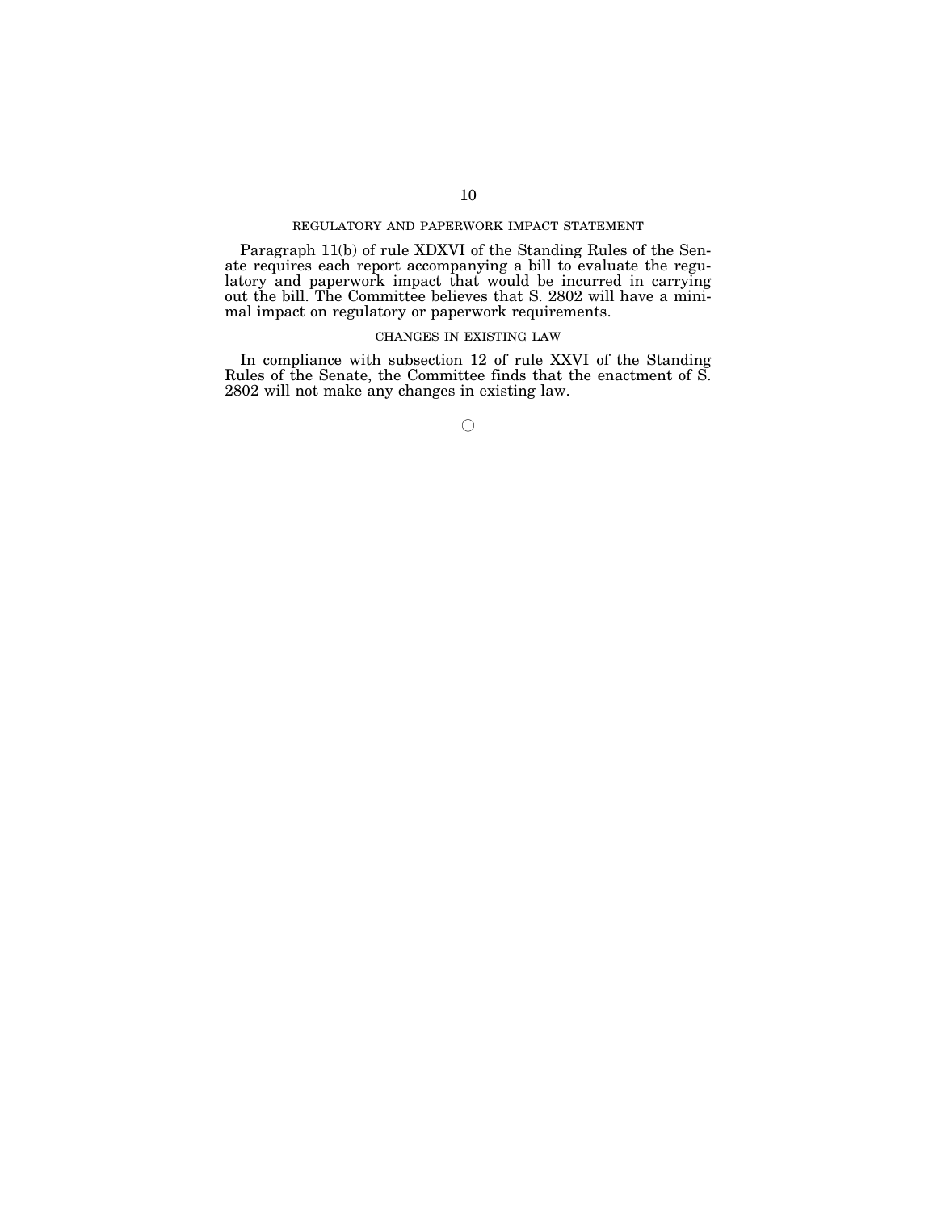## REGULATORY AND PAPERWORK IMPACT STATEMENT

Paragraph 11(b) of rule XDXVI of the Standing Rules of the Senate requires each report accompanying a bill to evaluate the regulatory and paperwork impact that would be incurred in carrying out the bill. The Committee believes that S. 2802 will have a minimal impact on regulatory or paperwork requirements.

## CHANGES IN EXISTING LAW

In compliance with subsection 12 of rule XXVI of the Standing Rules of the Senate, the Committee finds that the enactment of S. 2802 will not make any changes in existing law.

○